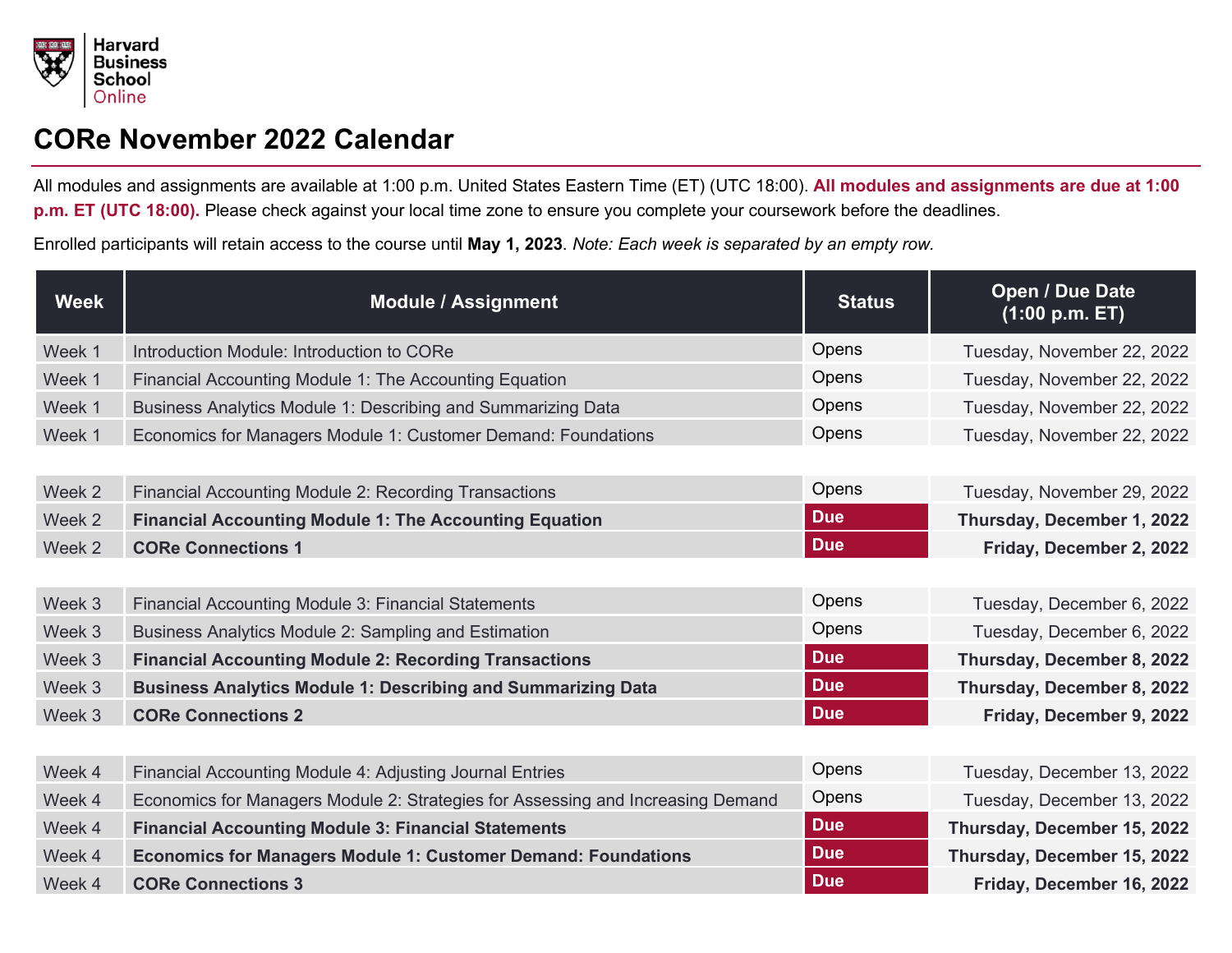Harvard Business School Online

# CORe November 2022 Calendar

All modules and assignments are available at 1:00 p.m. United States Eastern Time (ET) (UTC 18:00). **All modules and assignments are due at 1:00 p.m. ET (UTC 18:00).** Please check against your local time zone to ensure you complete your coursework before the deadlines.

Enrolled participants will retain access to the course until **May 1, 2023**. *Note: Each week is separated by an empty row.*

| Week | Module / Assignment | Status | Open / Due Date (1:00 p.m. ET) |
|---|---|---|---|
| Week 1 | Introduction Module: Introduction to CORe | Opens | Tuesday, November 22, 2022 |
| Week 1 | Financial Accounting Module 1: The Accounting Equation | Opens | Tuesday, November 22, 2022 |
| Week 1 | Business Analytics Module 1: Describing and Summarizing Data | Opens | Tuesday, November 22, 2022 |
| Week 1 | Economics for Managers Module 1: Customer Demand: Foundations | Opens | Tuesday, November 22, 2022 |
| | | | |
| Week 2 | Financial Accounting Module 2: Recording Transactions | Opens | Tuesday, November 29, 2022 |
| Week 2 | **Financial Accounting Module 1: The Accounting Equation** | **Due** | **Thursday, December 1, 2022** |
| Week 2 | **CORe Connections 1** | **Due** | **Friday, December 2, 2022** |
| | | | |
| Week 3 | Financial Accounting Module 3: Financial Statements | Opens | Tuesday, December 6, 2022 |
| Week 3 | Business Analytics Module 2: Sampling and Estimation | Opens | Tuesday, December 6, 2022 |
| Week 3 | **Financial Accounting Module 2: Recording Transactions** | **Due** | **Thursday, December 8, 2022** |
| Week 3 | **Business Analytics Module 1: Describing and Summarizing Data** | **Due** | **Thursday, December 8, 2022** |
| Week 3 | **CORe Connections 2** | **Due** | **Friday, December 9, 2022** |
| | | | |
| Week 4 | Financial Accounting Module 4: Adjusting Journal Entries | Opens | Tuesday, December 13, 2022 |
| Week 4 | Economics for Managers Module 2: Strategies for Assessing and Increasing Demand | Opens | Tuesday, December 13, 2022 |
| Week 4 | **Financial Accounting Module 3: Financial Statements** | **Due** | **Thursday, December 15, 2022** |
| Week 4 | **Economics for Managers Module 1: Customer Demand: Foundations** | **Due** | **Thursday, December 15, 2022** |
| Week 4 | **CORe Connections 3** | **Due** | **Friday, December 16, 2022** |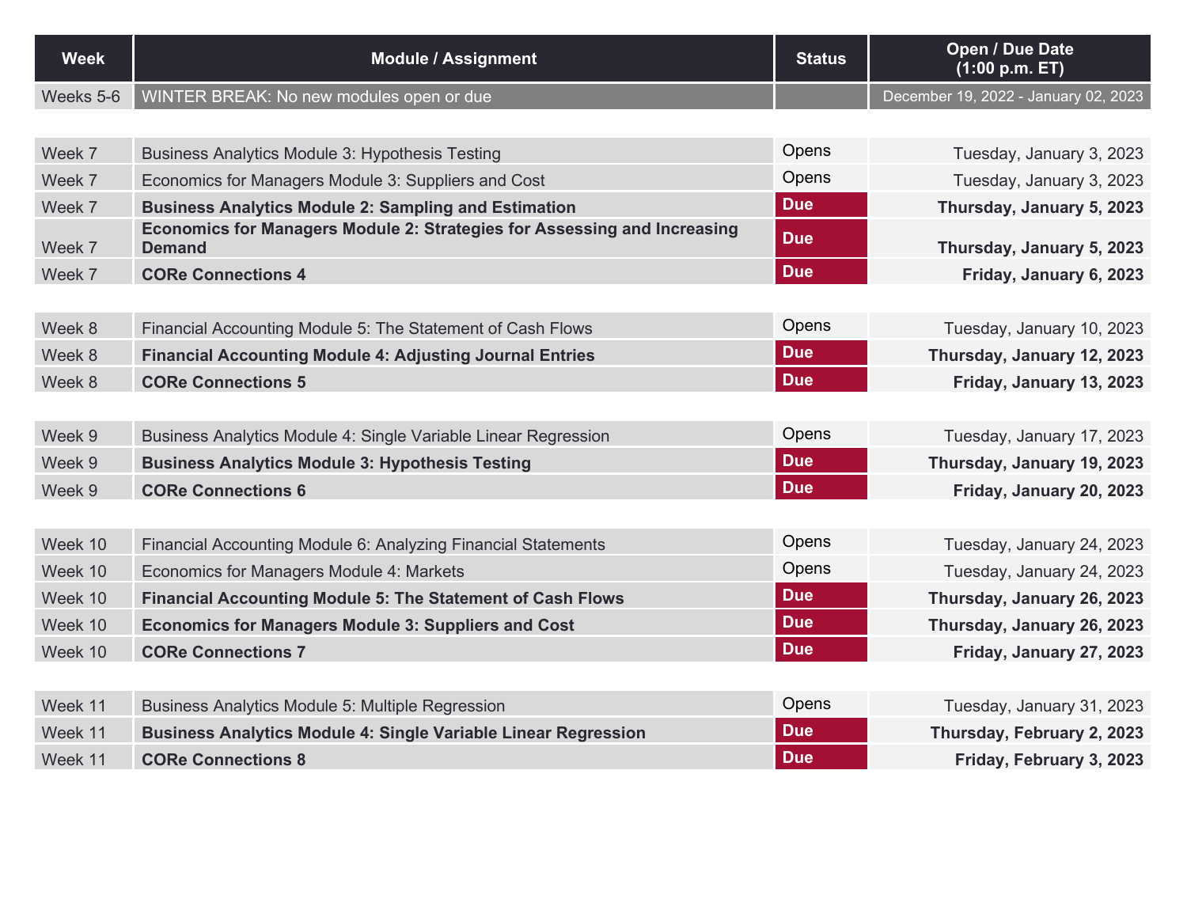| Week | Module / Assignment | Status | Open / Due Date (1:00 p.m. ET) |
|---|---|---|---|
| Weeks 5-6 | WINTER BREAK: No new modules open or due | | December 19, 2022 - January 02, 2023 |
| Week 7 | Business Analytics Module 3: Hypothesis Testing | Opens | Tuesday, January 3, 2023 |
| Week 7 | Economics for Managers Module 3: Suppliers and Cost | Opens | Tuesday, January 3, 2023 |
| Week 7 | **Business Analytics Module 2: Sampling and Estimation** | **Due** | **Thursday, January 5, 2023** |
| Week 7 | **Economics for Managers Module 2: Strategies for Assessing and Increasing Demand** | **Due** | **Thursday, January 5, 2023** |
| Week 7 | **CORe Connections 4** | **Due** | **Friday, January 6, 2023** |
| Week 8 | Financial Accounting Module 5: The Statement of Cash Flows | Opens | Tuesday, January 10, 2023 |
| Week 8 | **Financial Accounting Module 4: Adjusting Journal Entries** | **Due** | **Thursday, January 12, 2023** |
| Week 8 | **CORe Connections 5** | **Due** | **Friday, January 13, 2023** |
| Week 9 | Business Analytics Module 4: Single Variable Linear Regression | Opens | Tuesday, January 17, 2023 |
| Week 9 | **Business Analytics Module 3: Hypothesis Testing** | **Due** | **Thursday, January 19, 2023** |
| Week 9 | **CORe Connections 6** | **Due** | **Friday, January 20, 2023** |
| Week 10 | Financial Accounting Module 6: Analyzing Financial Statements | Opens | Tuesday, January 24, 2023 |
| Week 10 | Economics for Managers Module 4: Markets | Opens | Tuesday, January 24, 2023 |
| Week 10 | **Financial Accounting Module 5: The Statement of Cash Flows** | **Due** | **Thursday, January 26, 2023** |
| Week 10 | **Economics for Managers Module 3: Suppliers and Cost** | **Due** | **Thursday, January 26, 2023** |
| Week 10 | **CORe Connections 7** | **Due** | **Friday, January 27, 2023** |
| Week 11 | Business Analytics Module 5: Multiple Regression | Opens | Tuesday, January 31, 2023 |
| Week 11 | **Business Analytics Module 4: Single Variable Linear Regression** | **Due** | **Thursday, February 2, 2023** |
| Week 11 | **CORe Connections 8** | **Due** | **Friday, February 3, 2023** |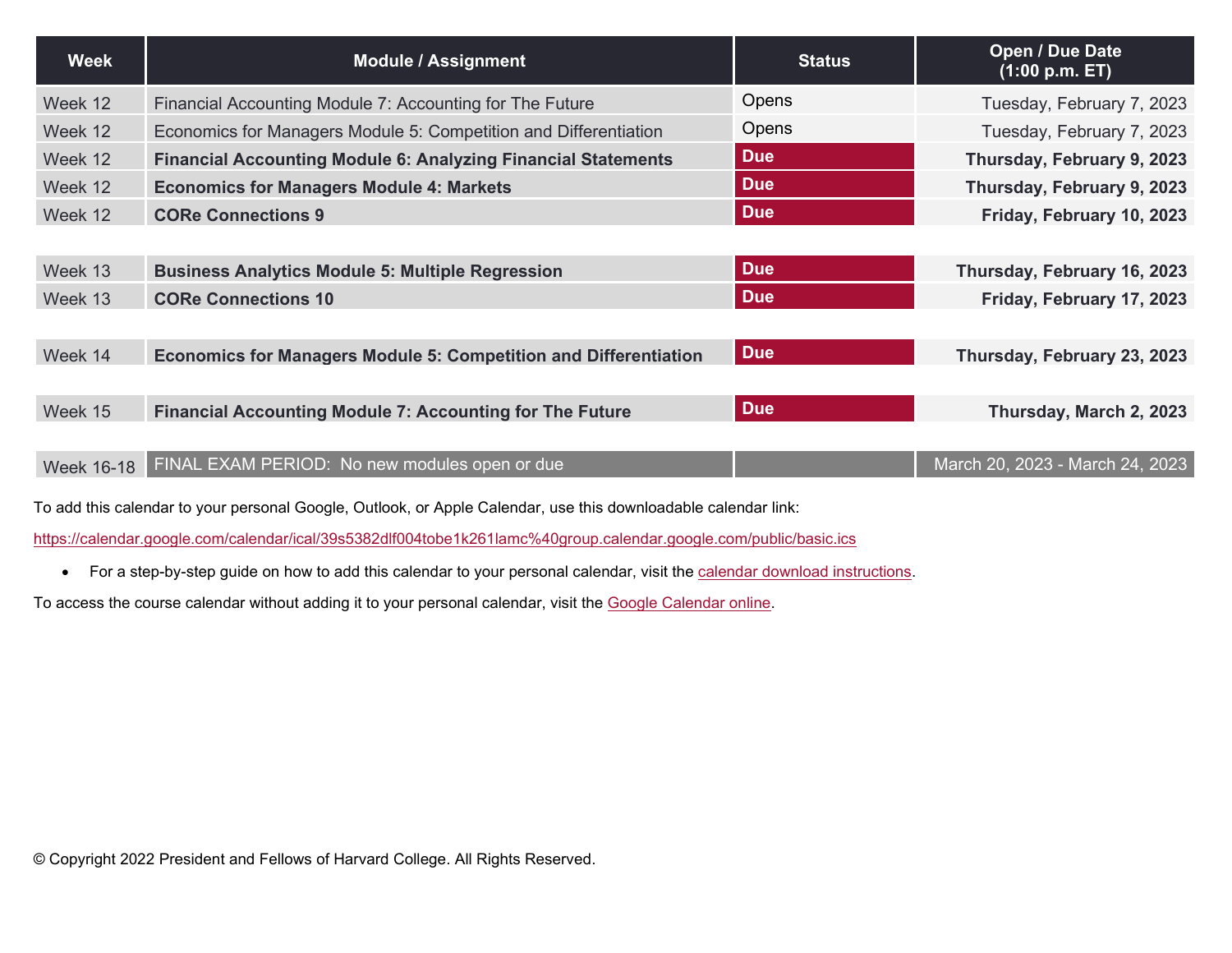| Week | Module / Assignment | Status | Open / Due Date (1:00 p.m. ET) |
|---|---|---|---|
| Week 12 | Financial Accounting Module 7: Accounting for The Future | Opens | Tuesday, February 7, 2023 |
| Week 12 | Economics for Managers Module 5: Competition and Differentiation | Opens | Tuesday, February 7, 2023 |
| Week 12 | **Financial Accounting Module 6: Analyzing Financial Statements** | **Due** | **Thursday, February 9, 2023** |
| Week 12 | **Economics for Managers Module 4: Markets** | **Due** | **Thursday, February 9, 2023** |
| Week 12 | **CORe Connections 9** | **Due** | **Friday, February 10, 2023** |
| | | | |
| Week 13 | **Business Analytics Module 5: Multiple Regression** | **Due** | **Thursday, February 16, 2023** |
| Week 13 | **CORe Connections 10** | **Due** | **Friday, February 17, 2023** |
| | | | |
| Week 14 | **Economics for Managers Module 5: Competition and Differentiation** | **Due** | **Thursday, February 23, 2023** |
| | | | |
| Week 15 | **Financial Accounting Module 7: Accounting for The Future** | **Due** | **Thursday, March 2, 2023** |
| | | | |
| Week 16-18 | FINAL EXAM PERIOD: No new modules open or due | | March 20, 2023 - March 24, 2023 |

To add this calendar to your personal Google, Outlook, or Apple Calendar, use this downloadable calendar link:

https://calendar.google.com/calendar/ical/39s5382dlf004tobe1k261lamc%40group.calendar.google.com/public/basic.ics

- For a step-by-step guide on how to add this calendar to your personal calendar, visit the calendar download instructions.

To access the course calendar without adding it to your personal calendar, visit the Google Calendar online.

© Copyright 2022 President and Fellows of Harvard College. All Rights Reserved.